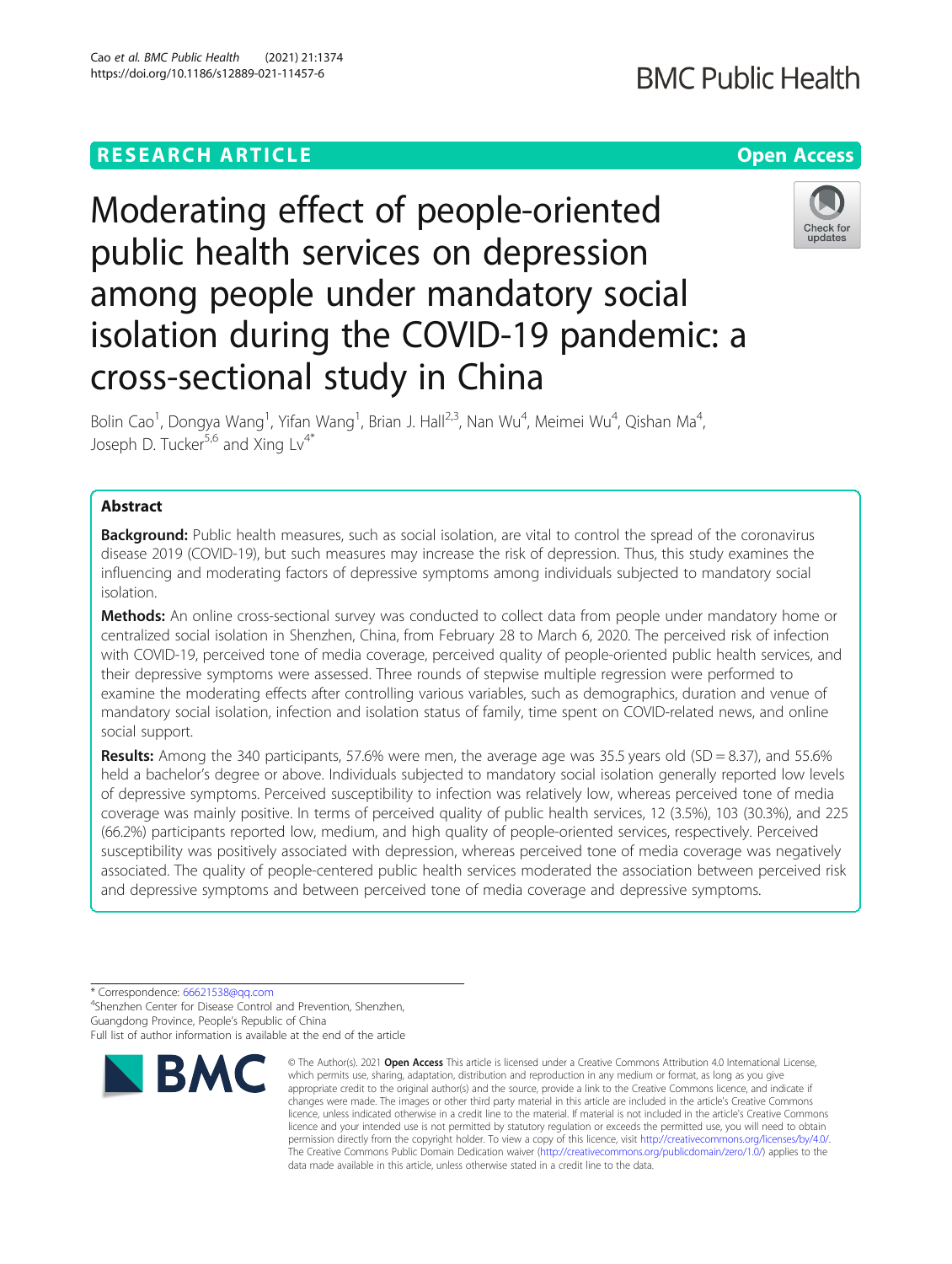RESEARCH ARTICLE

Open Access

# Moderating effect of people-oriented public health services on depression among people under mandatory social isolation during the COVID-19 pandemic: a cross-sectional study in China

Bolin Cao[1], Dongya Wang[1], Yifan Wang[1], Brian J. Hall[2,3], Nan Wu[4], Meimei Wu[4], Qishan Ma[4], Joseph D. Tucker[5,6] and Xing Lv[4*]

## Abstract

**Background:** Public health measures, such as social isolation, are vital to control the spread of the coronavirus disease 2019 (COVID-19), but such measures may increase the risk of depression. Thus, this study examines the influencing and moderating factors of depressive symptoms among individuals subjected to mandatory social isolation.

**Methods:** An online cross-sectional survey was conducted to collect data from people under mandatory home or centralized social isolation in Shenzhen, China, from February 28 to March 6, 2020. The perceived risk of infection with COVID-19, perceived tone of media coverage, perceived quality of people-oriented public health services, and their depressive symptoms were assessed. Three rounds of stepwise multiple regression were performed to examine the moderating effects after controlling various variables, such as demographics, duration and venue of mandatory social isolation, infection and isolation status of family, time spent on COVID-related news, and online social support.

**Results:** Among the 340 participants, 57.6% were men, the average age was 35.5 years old (SD = 8.37), and 55.6% held a bachelor's degree or above. Individuals subjected to mandatory social isolation generally reported low levels of depressive symptoms. Perceived susceptibility to infection was relatively low, whereas perceived tone of media coverage was mainly positive. In terms of perceived quality of public health services, 12 (3.5%), 103 (30.3%), and 225 (66.2%) participants reported low, medium, and high quality of people-oriented services, respectively. Perceived susceptibility was positively associated with depression, whereas perceived tone of media coverage was negatively associated. The quality of people-centered public health services moderated the association between perceived risk and depressive symptoms and between perceived tone of media coverage and depressive symptoms.

* Correspondence: 66621538@qq.com
[4]Shenzhen Center for Disease Control and Prevention, Shenzhen, Guangdong Province, People's Republic of China
Full list of author information is available at the end of the article

© The Author(s). 2021 **Open Access** This article is licensed under a Creative Commons Attribution 4.0 International License, which permits use, sharing, adaptation, distribution and reproduction in any medium or format, as long as you give appropriate credit to the original author(s) and the source, provide a link to the Creative Commons licence, and indicate if changes were made. The images or other third party material in this article are included in the article's Creative Commons licence, unless indicated otherwise in a credit line to the material. If material is not included in the article's Creative Commons licence and your intended use is not permitted by statutory regulation or exceeds the permitted use, you will need to obtain permission directly from the copyright holder. To view a copy of this licence, visit http://creativecommons.org/licenses/by/4.0/. The Creative Commons Public Domain Dedication waiver (http://creativecommons.org/publicdomain/zero/1.0/) applies to the data made available in this article, unless otherwise stated in a credit line to the data.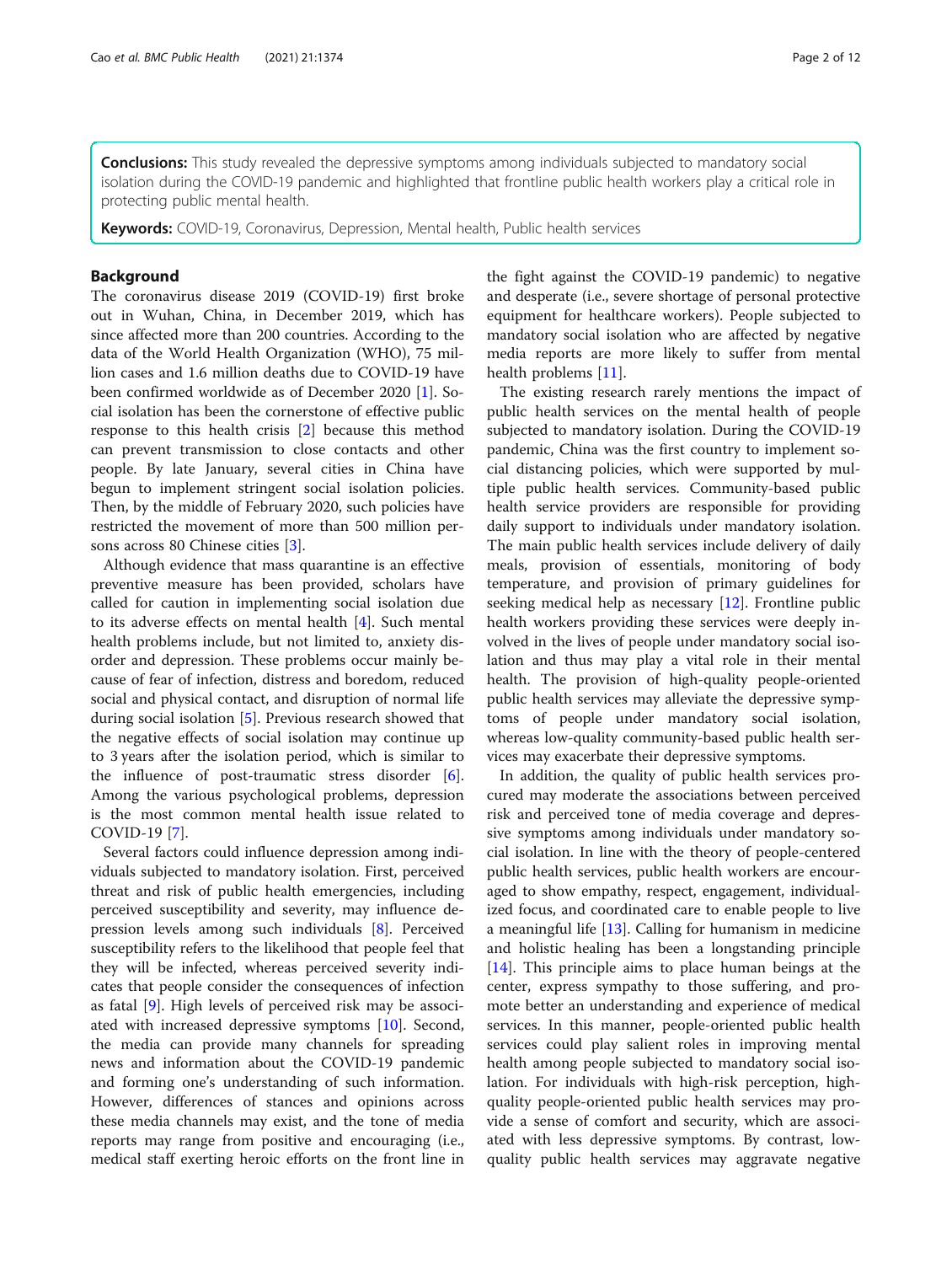**Conclusions:** This study revealed the depressive symptoms among individuals subjected to mandatory social isolation during the COVID-19 pandemic and highlighted that frontline public health workers play a critical role in protecting public mental health.

**Keywords:** COVID-19, Coronavirus, Depression, Mental health, Public health services

## Background

The coronavirus disease 2019 (COVID-19) first broke out in Wuhan, China, in December 2019, which has since affected more than 200 countries. According to the data of the World Health Organization (WHO), 75 million cases and 1.6 million deaths due to COVID-19 have been confirmed worldwide as of December 2020 [1]. Social isolation has been the cornerstone of effective public response to this health crisis [2] because this method can prevent transmission to close contacts and other people. By late January, several cities in China have begun to implement stringent social isolation policies. Then, by the middle of February 2020, such policies have restricted the movement of more than 500 million persons across 80 Chinese cities [3].

Although evidence that mass quarantine is an effective preventive measure has been provided, scholars have called for caution in implementing social isolation due to its adverse effects on mental health [4]. Such mental health problems include, but not limited to, anxiety disorder and depression. These problems occur mainly because of fear of infection, distress and boredom, reduced social and physical contact, and disruption of normal life during social isolation [5]. Previous research showed that the negative effects of social isolation may continue up to 3 years after the isolation period, which is similar to the influence of post-traumatic stress disorder [6]. Among the various psychological problems, depression is the most common mental health issue related to COVID-19 [7].

Several factors could influence depression among individuals subjected to mandatory isolation. First, perceived threat and risk of public health emergencies, including perceived susceptibility and severity, may influence depression levels among such individuals [8]. Perceived susceptibility refers to the likelihood that people feel that they will be infected, whereas perceived severity indicates that people consider the consequences of infection as fatal [9]. High levels of perceived risk may be associated with increased depressive symptoms [10]. Second, the media can provide many channels for spreading news and information about the COVID-19 pandemic and forming one's understanding of such information. However, differences of stances and opinions across these media channels may exist, and the tone of media reports may range from positive and encouraging (i.e., medical staff exerting heroic efforts on the front line in the fight against the COVID-19 pandemic) to negative and desperate (i.e., severe shortage of personal protective equipment for healthcare workers). People subjected to mandatory social isolation who are affected by negative media reports are more likely to suffer from mental health problems [11].

The existing research rarely mentions the impact of public health services on the mental health of people subjected to mandatory isolation. During the COVID-19 pandemic, China was the first country to implement social distancing policies, which were supported by multiple public health services. Community-based public health service providers are responsible for providing daily support to individuals under mandatory isolation. The main public health services include delivery of daily meals, provision of essentials, monitoring of body temperature, and provision of primary guidelines for seeking medical help as necessary [12]. Frontline public health workers providing these services were deeply involved in the lives of people under mandatory social isolation and thus may play a vital role in their mental health. The provision of high-quality people-oriented public health services may alleviate the depressive symptoms of people under mandatory social isolation, whereas low-quality community-based public health services may exacerbate their depressive symptoms.

In addition, the quality of public health services procured may moderate the associations between perceived risk and perceived tone of media coverage and depressive symptoms among individuals under mandatory social isolation. In line with the theory of people-centered public health services, public health workers are encouraged to show empathy, respect, engagement, individualized focus, and coordinated care to enable people to live a meaningful life [13]. Calling for humanism in medicine and holistic healing has been a longstanding principle [14]. This principle aims to place human beings at the center, express sympathy to those suffering, and promote better an understanding and experience of medical services. In this manner, people-oriented public health services could play salient roles in improving mental health among people subjected to mandatory social isolation. For individuals with high-risk perception, high-quality people-oriented public health services may provide a sense of comfort and security, which are associated with less depressive symptoms. By contrast, low-quality public health services may aggravate negative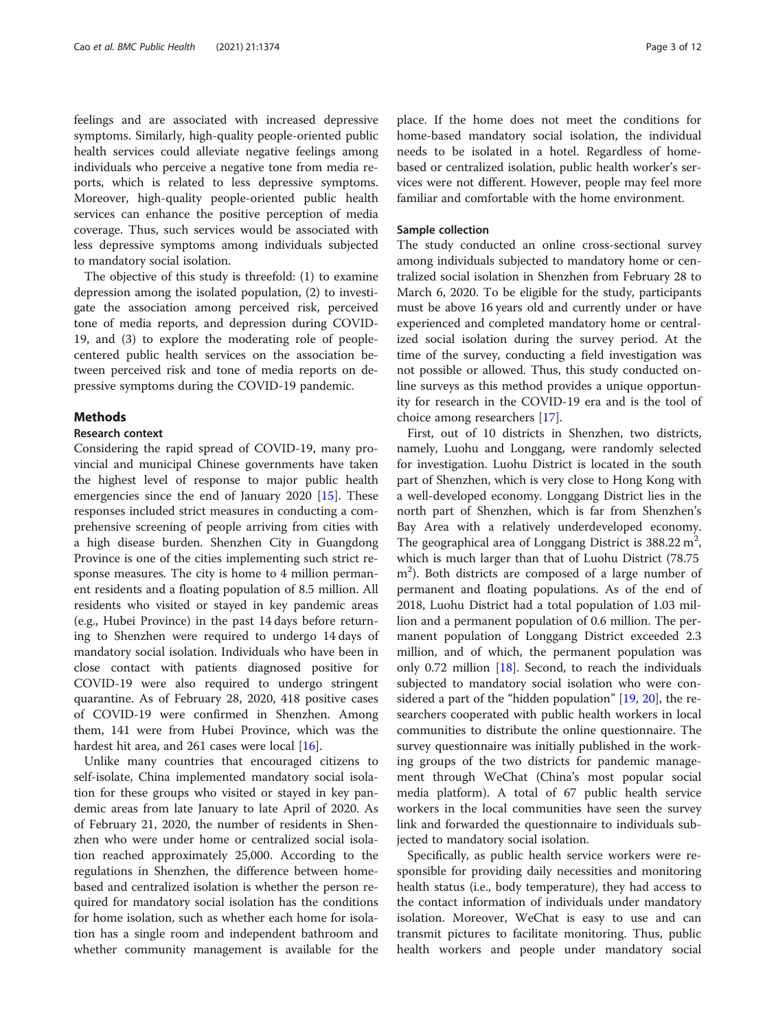feelings and are associated with increased depressive symptoms. Similarly, high-quality people-oriented public health services could alleviate negative feelings among individuals who perceive a negative tone from media reports, which is related to less depressive symptoms. Moreover, high-quality people-oriented public health services can enhance the positive perception of media coverage. Thus, such services would be associated with less depressive symptoms among individuals subjected to mandatory social isolation.

The objective of this study is threefold: (1) to examine depression among the isolated population, (2) to investigate the association among perceived risk, perceived tone of media reports, and depression during COVID-19, and (3) to explore the moderating role of people-centered public health services on the association between perceived risk and tone of media reports on depressive symptoms during the COVID-19 pandemic.

## Methods

### Research context

Considering the rapid spread of COVID-19, many provincial and municipal Chinese governments have taken the highest level of response to major public health emergencies since the end of January 2020 [15]. These responses included strict measures in conducting a comprehensive screening of people arriving from cities with a high disease burden. Shenzhen City in Guangdong Province is one of the cities implementing such strict response measures. The city is home to 4 million permanent residents and a floating population of 8.5 million. All residents who visited or stayed in key pandemic areas (e.g., Hubei Province) in the past 14 days before returning to Shenzhen were required to undergo 14 days of mandatory social isolation. Individuals who have been in close contact with patients diagnosed positive for COVID-19 were also required to undergo stringent quarantine. As of February 28, 2020, 418 positive cases of COVID-19 were confirmed in Shenzhen. Among them, 141 were from Hubei Province, which was the hardest hit area, and 261 cases were local [16].

Unlike many countries that encouraged citizens to self-isolate, China implemented mandatory social isolation for these groups who visited or stayed in key pandemic areas from late January to late April of 2020. As of February 21, 2020, the number of residents in Shenzhen who were under home or centralized social isolation reached approximately 25,000. According to the regulations in Shenzhen, the difference between home-based and centralized isolation is whether the person required for mandatory social isolation has the conditions for home isolation, such as whether each home for isolation has a single room and independent bathroom and whether community management is available for the place. If the home does not meet the conditions for home-based mandatory social isolation, the individual needs to be isolated in a hotel. Regardless of home-based or centralized isolation, public health worker's services were not different. However, people may feel more familiar and comfortable with the home environment.

### Sample collection

The study conducted an online cross-sectional survey among individuals subjected to mandatory home or centralized social isolation in Shenzhen from February 28 to March 6, 2020. To be eligible for the study, participants must be above 16 years old and currently under or have experienced and completed mandatory home or centralized social isolation during the survey period. At the time of the survey, conducting a field investigation was not possible or allowed. Thus, this study conducted online surveys as this method provides a unique opportunity for research in the COVID-19 era and is the tool of choice among researchers [17].

First, out of 10 districts in Shenzhen, two districts, namely, Luohu and Longgang, were randomly selected for investigation. Luohu District is located in the south part of Shenzhen, which is very close to Hong Kong with a well-developed economy. Longgang District lies in the north part of Shenzhen, which is far from Shenzhen's Bay Area with a relatively underdeveloped economy. The geographical area of Longgang District is 388.22 $m^2$, which is much larger than that of Luohu District (78.75 $m^2$). Both districts are composed of a large number of permanent and floating populations. As of the end of 2018, Luohu District had a total population of 1.03 million and a permanent population of 0.6 million. The permanent population of Longgang District exceeded 2.3 million, and of which, the permanent population was only 0.72 million [18]. Second, to reach the individuals subjected to mandatory social isolation who were considered a part of the "hidden population" [19, 20], the researchers cooperated with public health workers in local communities to distribute the online questionnaire. The survey questionnaire was initially published in the working groups of the two districts for pandemic management through WeChat (China's most popular social media platform). A total of 67 public health service workers in the local communities have seen the survey link and forwarded the questionnaire to individuals subjected to mandatory social isolation.

Specifically, as public health service workers were responsible for providing daily necessities and monitoring health status (i.e., body temperature), they had access to the contact information of individuals under mandatory isolation. Moreover, WeChat is easy to use and can transmit pictures to facilitate monitoring. Thus, public health workers and people under mandatory social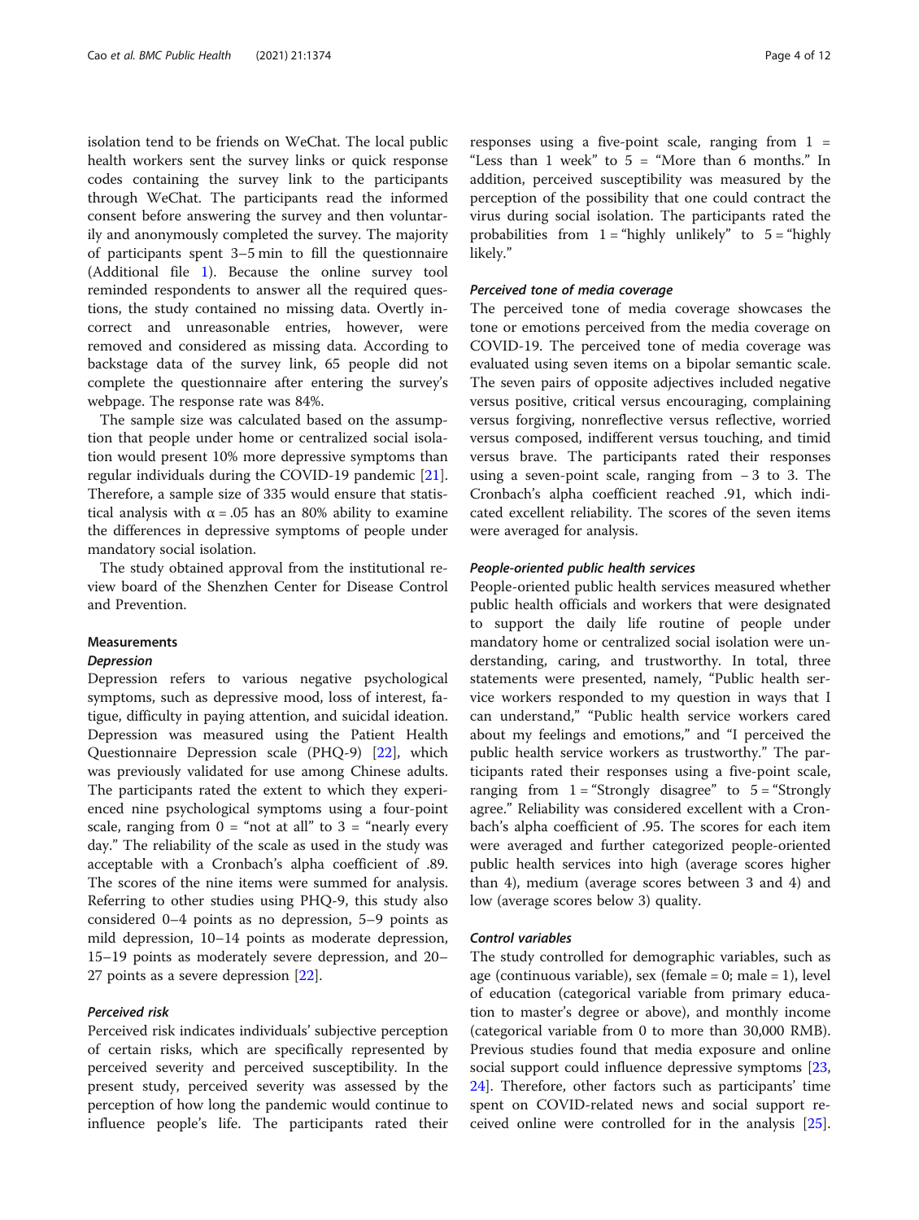isolation tend to be friends on WeChat. The local public health workers sent the survey links or quick response codes containing the survey link to the participants through WeChat. The participants read the informed consent before answering the survey and then voluntarily and anonymously completed the survey. The majority of participants spent 3–5 min to fill the questionnaire (Additional file 1). Because the online survey tool reminded respondents to answer all the required questions, the study contained no missing data. Overtly incorrect and unreasonable entries, however, were removed and considered as missing data. According to backstage data of the survey link, 65 people did not complete the questionnaire after entering the survey's webpage. The response rate was 84%.

The sample size was calculated based on the assumption that people under home or centralized social isolation would present 10% more depressive symptoms than regular individuals during the COVID-19 pandemic [21]. Therefore, a sample size of 335 would ensure that statistical analysis with $\alpha = .05$ has an 80% ability to examine the differences in depressive symptoms of people under mandatory social isolation.

The study obtained approval from the institutional review board of the Shenzhen Center for Disease Control and Prevention.

### Measurements

#### *Depression*

Depression refers to various negative psychological symptoms, such as depressive mood, loss of interest, fatigue, difficulty in paying attention, and suicidal ideation. Depression was measured using the Patient Health Questionnaire Depression scale (PHQ-9) [22], which was previously validated for use among Chinese adults. The participants rated the extent to which they experienced nine psychological symptoms using a four-point scale, ranging from 0 = "not at all" to 3 = "nearly every day." The reliability of the scale as used in the study was acceptable with a Cronbach's alpha coefficient of .89. The scores of the nine items were summed for analysis. Referring to other studies using PHQ-9, this study also considered 0–4 points as no depression, 5–9 points as mild depression, 10–14 points as moderate depression, 15–19 points as moderately severe depression, and 20–27 points as a severe depression [22].

#### *Perceived risk*

Perceived risk indicates individuals' subjective perception of certain risks, which are specifically represented by perceived severity and perceived susceptibility. In the present study, perceived severity was assessed by the perception of how long the pandemic would continue to influence people's life. The participants rated their responses using a five-point scale, ranging from 1 = "Less than 1 week" to 5 = "More than 6 months." In addition, perceived susceptibility was measured by the perception of the possibility that one could contract the virus during social isolation. The participants rated the probabilities from 1 = "highly unlikely" to 5 = "highly likely."

#### *Perceived tone of media coverage*

The perceived tone of media coverage showcases the tone or emotions perceived from the media coverage on COVID-19. The perceived tone of media coverage was evaluated using seven items on a bipolar semantic scale. The seven pairs of opposite adjectives included negative versus positive, critical versus encouraging, complaining versus forgiving, nonreflective versus reflective, worried versus composed, indifferent versus touching, and timid versus brave. The participants rated their responses using a seven-point scale, ranging from −3 to 3. The Cronbach's alpha coefficient reached .91, which indicated excellent reliability. The scores of the seven items were averaged for analysis.

#### *People-oriented public health services*

People-oriented public health services measured whether public health officials and workers that were designated to support the daily life routine of people under mandatory home or centralized social isolation were understanding, caring, and trustworthy. In total, three statements were presented, namely, "Public health service workers responded to my question in ways that I can understand," "Public health service workers cared about my feelings and emotions," and "I perceived the public health service workers as trustworthy." The participants rated their responses using a five-point scale, ranging from 1 = "Strongly disagree" to 5 = "Strongly agree." Reliability was considered excellent with a Cronbach's alpha coefficient of .95. The scores for each item were averaged and further categorized people-oriented public health services into high (average scores higher than 4), medium (average scores between 3 and 4) and low (average scores below 3) quality.

#### *Control variables*

The study controlled for demographic variables, such as age (continuous variable), sex (female = 0; male = 1), level of education (categorical variable from primary education to master's degree or above), and monthly income (categorical variable from 0 to more than 30,000 RMB). Previous studies found that media exposure and online social support could influence depressive symptoms [23, 24]. Therefore, other factors such as participants' time spent on COVID-related news and social support received online were controlled for in the analysis [25].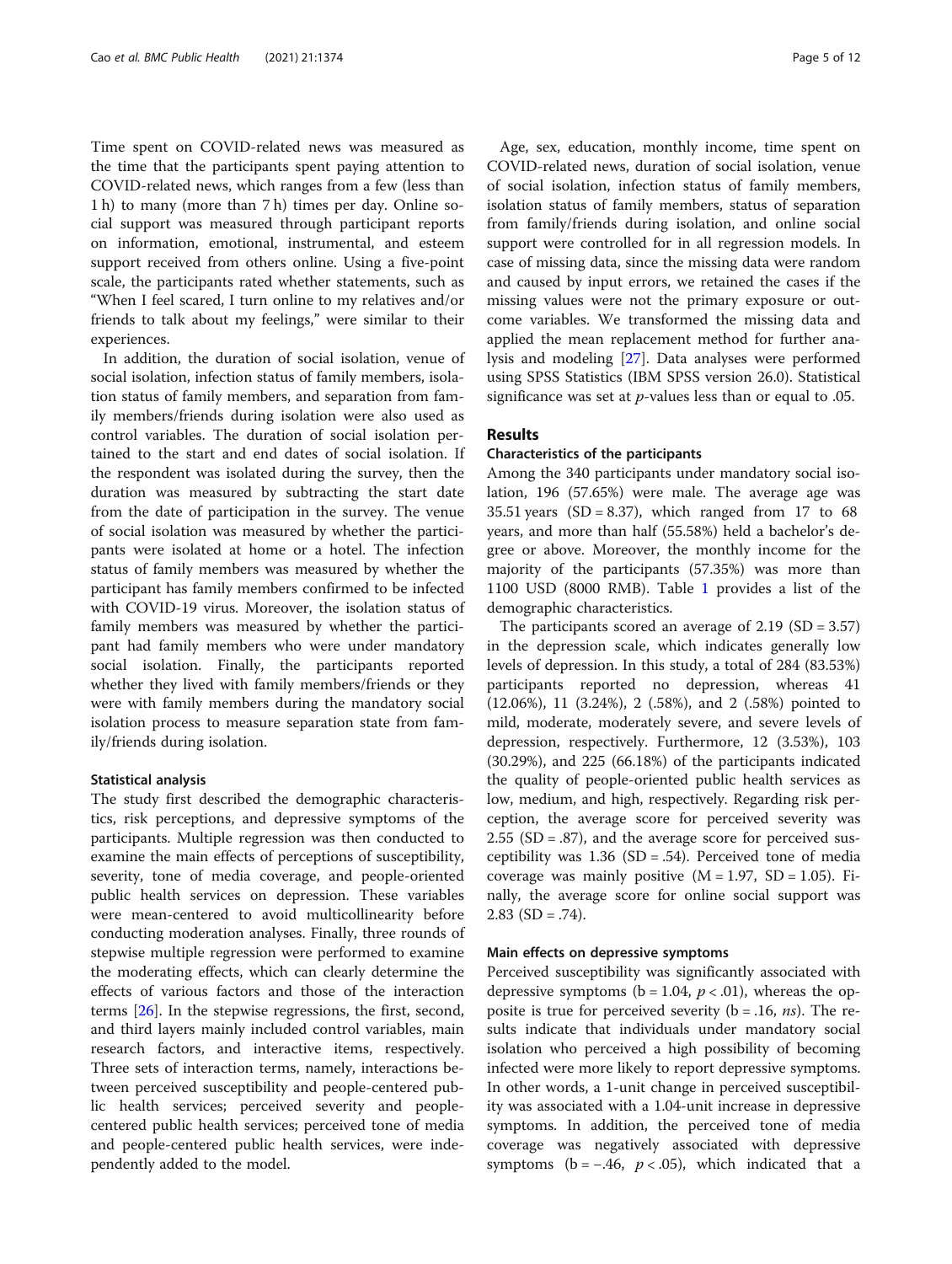Time spent on COVID-related news was measured as the time that the participants spent paying attention to COVID-related news, which ranges from a few (less than 1 h) to many (more than 7 h) times per day. Online social support was measured through participant reports on information, emotional, instrumental, and esteem support received from others online. Using a five-point scale, the participants rated whether statements, such as "When I feel scared, I turn online to my relatives and/or friends to talk about my feelings," were similar to their experiences.

In addition, the duration of social isolation, venue of social isolation, infection status of family members, isolation status of family members, and separation from family members/friends during isolation were also used as control variables. The duration of social isolation pertained to the start and end dates of social isolation. If the respondent was isolated during the survey, then the duration was measured by subtracting the start date from the date of participation in the survey. The venue of social isolation was measured by whether the participants were isolated at home or a hotel. The infection status of family members was measured by whether the participant has family members confirmed to be infected with COVID-19 virus. Moreover, the isolation status of family members was measured by whether the participant had family members who were under mandatory social isolation. Finally, the participants reported whether they lived with family members/friends or they were with family members during the mandatory social isolation process to measure separation state from family/friends during isolation.

### Statistical analysis

The study first described the demographic characteristics, risk perceptions, and depressive symptoms of the participants. Multiple regression was then conducted to examine the main effects of perceptions of susceptibility, severity, tone of media coverage, and people-oriented public health services on depression. These variables were mean-centered to avoid multicollinearity before conducting moderation analyses. Finally, three rounds of stepwise multiple regression were performed to examine the moderating effects, which can clearly determine the effects of various factors and those of the interaction terms [26]. In the stepwise regressions, the first, second, and third layers mainly included control variables, main research factors, and interactive items, respectively. Three sets of interaction terms, namely, interactions between perceived susceptibility and people-centered public health services; perceived severity and people-centered public health services; perceived tone of media and people-centered public health services, were independently added to the model.

Age, sex, education, monthly income, time spent on COVID-related news, duration of social isolation, venue of social isolation, infection status of family members, isolation status of family members, status of separation from family/friends during isolation, and online social support were controlled for in all regression models. In case of missing data, since the missing data were random and caused by input errors, we retained the cases if the missing values were not the primary exposure or outcome variables. We transformed the missing data and applied the mean replacement method for further analysis and modeling [27]. Data analyses were performed using SPSS Statistics (IBM SPSS version 26.0). Statistical significance was set at *p*-values less than or equal to .05.

## Results

### Characteristics of the participants

Among the 340 participants under mandatory social isolation, 196 (57.65%) were male. The average age was 35.51 years (SD = 8.37), which ranged from 17 to 68 years, and more than half (55.58%) held a bachelor's degree or above. Moreover, the monthly income for the majority of the participants (57.35%) was more than 1100 USD (8000 RMB). Table 1 provides a list of the demographic characteristics.

The participants scored an average of 2.19 (SD = 3.57) in the depression scale, which indicates generally low levels of depression. In this study, a total of 284 (83.53%) participants reported no depression, whereas 41 (12.06%), 11 (3.24%), 2 (.58%), and 2 (.58%) pointed to mild, moderate, moderately severe, and severe levels of depression, respectively. Furthermore, 12 (3.53%), 103 (30.29%), and 225 (66.18%) of the participants indicated the quality of people-oriented public health services as low, medium, and high, respectively. Regarding risk perception, the average score for perceived severity was 2.55 (SD = .87), and the average score for perceived susceptibility was 1.36 (SD = .54). Perceived tone of media coverage was mainly positive (M = 1.97, SD = 1.05). Finally, the average score for online social support was 2.83 (SD = .74).

### Main effects on depressive symptoms

Perceived susceptibility was significantly associated with depressive symptoms (b = 1.04, $p < .01$), whereas the opposite is true for perceived severity (b = .16, *ns*). The results indicate that individuals under mandatory social isolation who perceived a high possibility of becoming infected were more likely to report depressive symptoms. In other words, a 1-unit change in perceived susceptibility was associated with a 1.04-unit increase in depressive symptoms. In addition, the perceived tone of media coverage was negatively associated with depressive symptoms (b = −.46, $p < .05$), which indicated that a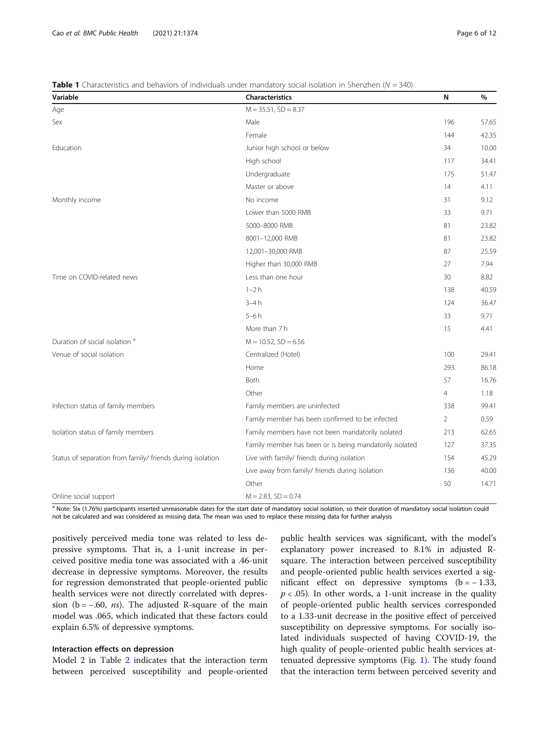**Table 1** Characteristics and behaviors of individuals under mandatory social isolation in Shenzhen ($N = 340$)

| Variable | Characteristics | N | % |
|---|---|---|---|
| Age | M = 35.51, SD = 8.37 | | |
| Sex | Male | 196 | 57.65 |
| | Female | 144 | 42.35 |
| Education | Junior high school or below | 34 | 10.00 |
| | High school | 117 | 34.41 |
| | Undergraduate | 175 | 51.47 |
| | Master or above | 14 | 4.11 |
| Monthly income | No income | 31 | 9.12 |
| | Lower than 5000 RMB | 33 | 9.71 |
| | 5000–8000 RMB | 81 | 23.82 |
| | 8001–12,000 RMB | 81 | 23.82 |
| | 12,001–30,000 RMB | 87 | 25.59 |
| | Higher than 30,000 RMB | 27 | 7.94 |
| Time on COVID-related news | Less than one hour | 30 | 8.82 |
| | 1–2 h | 138 | 40.59 |
| | 3–4 h | 124 | 36.47 |
| | 5–6 h | 33 | 9.71 |
| | More than 7 h | 15 | 4.41 |
| Duration of social isolation [a] | M = 10.52, SD = 6.56 | | |
| Venue of social isolation | Centralized (Hotel) | 100 | 29.41 |
| | Home | 293 | 86.18 |
| | Both | 57 | 16.76 |
| | Other | 4 | 1.18 |
| Infection status of family members | Family members are uninfected | 338 | 99.41 |
| | Family member has been confirmed to be infected | 2 | 0.59 |
| Isolation status of family members | Family members have not been mandatorily isolated | 213 | 62.65 |
| | Family member has been or is being mandatorily isolated | 127 | 37.35 |
| Status of separation from family/ friends during isolation | Live with family/ friends during isolation | 154 | 45.29 |
| | Live away from family/ friends during isolation | 136 | 40.00 |
| | Other | 50 | 14.71 |
| Online social support | M = 2.83, SD = 0.74 | | |

[a] Note: Six (1.76%) participants inserted unreasonable dates for the start date of mandatory social isolation, so their duration of mandatory social isolation could not be calculated and was considered as missing data. The mean was used to replace these missing data for further analysis

positively perceived media tone was related to less depressive symptoms. That is, a 1-unit increase in perceived positive media tone was associated with a .46-unit decrease in depressive symptoms. Moreover, the results for regression demonstrated that people-oriented public health services were not directly correlated with depression ($b = -.60$, *ns*). The adjusted R-square of the main model was .065, which indicated that these factors could explain 6.5% of depressive symptoms.

### Interaction effects on depression

Model 2 in Table 2 indicates that the interaction term between perceived susceptibility and people-oriented public health services was significant, with the model's explanatory power increased to 8.1% in adjusted R-square. The interaction between perceived susceptibility and people-oriented public health services exerted a significant effect on depressive symptoms ($b = -1.33$, $p < .05$). In other words, a 1-unit increase in the quality of people-oriented public health services corresponded to a 1.33-unit decrease in the positive effect of perceived susceptibility on depressive symptoms. For socially isolated individuals suspected of having COVID-19, the high quality of people-oriented public health services attenuated depressive symptoms (Fig. 1). The study found that the interaction term between perceived severity and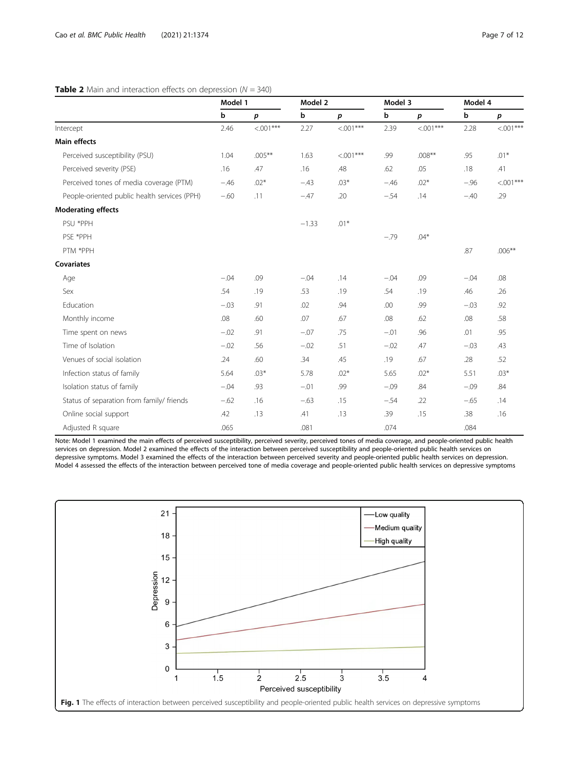**Table 2** Main and interaction effects on depression ($N$ = 340)

| | Model 1 | | Model 2 | | Model 3 | | Model 4 | |
|---|---|---|---|---|---|---|---|---|
| | b | p | b | p | b | p | b | p |
| Intercept | 2.46 | <.001*** | 2.27 | <.001*** | 2.39 | <.001*** | 2.28 | <.001*** |
| **Main effects** | | | | | | | | |
| Perceived susceptibility (PSU) | 1.04 | .005** | 1.63 | <.001*** | .99 | .008** | .95 | .01* |
| Perceived severity (PSE) | .16 | .47 | .16 | .48 | .62 | .05 | .18 | .41 |
| Perceived tones of media coverage (PTM) | −.46 | .02* | −.43 | .03* | −.46 | .02* | −.96 | <.001*** |
| People-oriented public health services (PPH) | −.60 | .11 | −.47 | .20 | −.54 | .14 | −.40 | .29 |
| **Moderating effects** | | | | | | | | |
| PSU *PPH | | | −1.33 | .01* | | | | |
| PSE *PPH | | | | | −.79 | .04* | | |
| PTM *PPH | | | | | | | .87 | .006** |
| **Covariates** | | | | | | | | |
| Age | −.04 | .09 | −.04 | .14 | −.04 | .09 | −.04 | .08 |
| Sex | .54 | .19 | .53 | .19 | .54 | .19 | .46 | .26 |
| Education | −.03 | .91 | .02 | .94 | .00 | .99 | −.03 | .92 |
| Monthly income | .08 | .60 | .07 | .67 | .08 | .62 | .08 | .58 |
| Time spent on news | −.02 | .91 | −.07 | .75 | −.01 | .96 | .01 | .95 |
| Time of Isolation | −.02 | .56 | −.02 | .51 | −.02 | .47 | −.03 | .43 |
| Venues of social isolation | .24 | .60 | .34 | .45 | .19 | .67 | .28 | .52 |
| Infection status of family | 5.64 | .03* | 5.78 | .02* | 5.65 | .02* | 5.51 | .03* |
| Isolation status of family | −.04 | .93 | −.01 | .99 | −.09 | .84 | −.09 | .84 |
| Status of separation from family/ friends | −.62 | .16 | −.63 | .15 | −.54 | .22 | −.65 | .14 |
| Online social support | .42 | .13 | .41 | .13 | .39 | .15 | .38 | .16 |
| Adjusted R square | .065 | | .081 | | .074 | | .084 | |

Note: Model 1 examined the main effects of perceived susceptibility, perceived severity, perceived tones of media coverage, and people-oriented public health services on depression. Model 2 examined the effects of the interaction between perceived susceptibility and people-oriented public health services on depressive symptoms. Model 3 examined the effects of the interaction between perceived severity and people-oriented public health services on depression. Model 4 assessed the effects of the interaction between perceived tone of media coverage and people-oriented public health services on depressive symptoms

**Fig. 1** The effects of interaction between perceived susceptibility and people-oriented public health services on depressive symptoms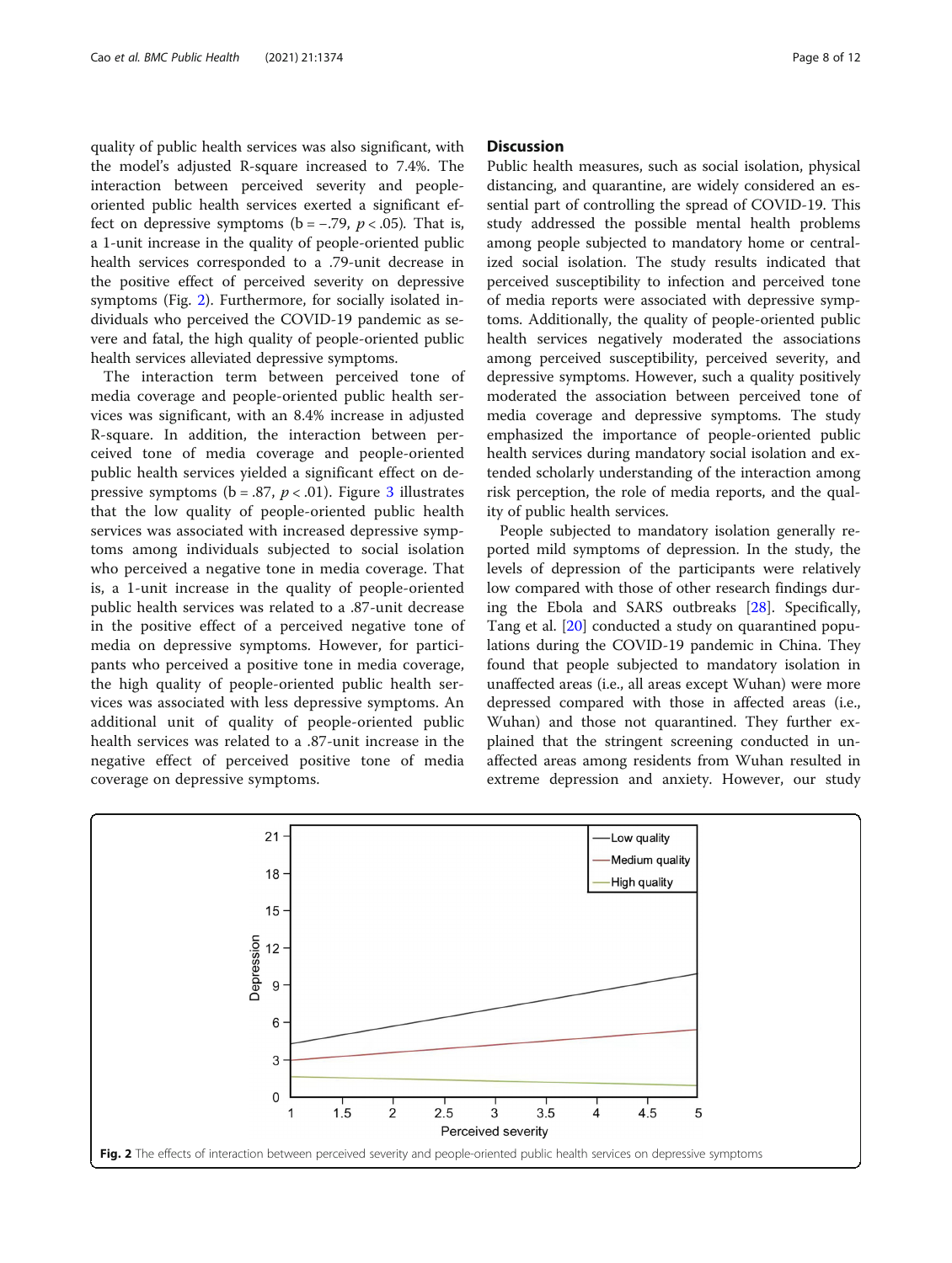quality of public health services was also significant, with the model's adjusted R-square increased to 7.4%. The interaction between perceived severity and people-oriented public health services exerted a significant effect on depressive symptoms ($b = -.79$, $p < .05$). That is, a 1-unit increase in the quality of people-oriented public health services corresponded to a .79-unit decrease in the positive effect of perceived severity on depressive symptoms (Fig. 2). Furthermore, for socially isolated individuals who perceived the COVID-19 pandemic as severe and fatal, the high quality of people-oriented public health services alleviated depressive symptoms.

The interaction term between perceived tone of media coverage and people-oriented public health services was significant, with an 8.4% increase in adjusted R-square. In addition, the interaction between perceived tone of media coverage and people-oriented public health services yielded a significant effect on depressive symptoms ($b = .87$, $p < .01$). Figure 3 illustrates that the low quality of people-oriented public health services was associated with increased depressive symptoms among individuals subjected to social isolation who perceived a negative tone in media coverage. That is, a 1-unit increase in the quality of people-oriented public health services was related to a .87-unit decrease in the positive effect of a perceived negative tone of media on depressive symptoms. However, for participants who perceived a positive tone in media coverage, the high quality of people-oriented public health services was associated with less depressive symptoms. An additional unit of quality of people-oriented public health services was related to a .87-unit increase in the negative effect of perceived positive tone of media coverage on depressive symptoms.

## Discussion

Public health measures, such as social isolation, physical distancing, and quarantine, are widely considered an essential part of controlling the spread of COVID-19. This study addressed the possible mental health problems among people subjected to mandatory home or centralized social isolation. The study results indicated that perceived susceptibility to infection and perceived tone of media reports were associated with depressive symptoms. Additionally, the quality of people-oriented public health services negatively moderated the associations among perceived susceptibility, perceived severity, and depressive symptoms. However, such a quality positively moderated the association between perceived tone of media coverage and depressive symptoms. The study emphasized the importance of people-oriented public health services during mandatory social isolation and extended scholarly understanding of the interaction among risk perception, the role of media reports, and the quality of public health services.

People subjected to mandatory isolation generally reported mild symptoms of depression. In the study, the levels of depression of the participants were relatively low compared with those of other research findings during the Ebola and SARS outbreaks [28]. Specifically, Tang et al. [20] conducted a study on quarantined populations during the COVID-19 pandemic in China. They found that people subjected to mandatory isolation in unaffected areas (i.e., all areas except Wuhan) were more depressed compared with those in affected areas (i.e., Wuhan) and those not quarantined. They further explained that the stringent screening conducted in unaffected areas among residents from Wuhan resulted in extreme depression and anxiety. However, our study

**Fig. 2** The effects of interaction between perceived severity and people-oriented public health services on depressive symptoms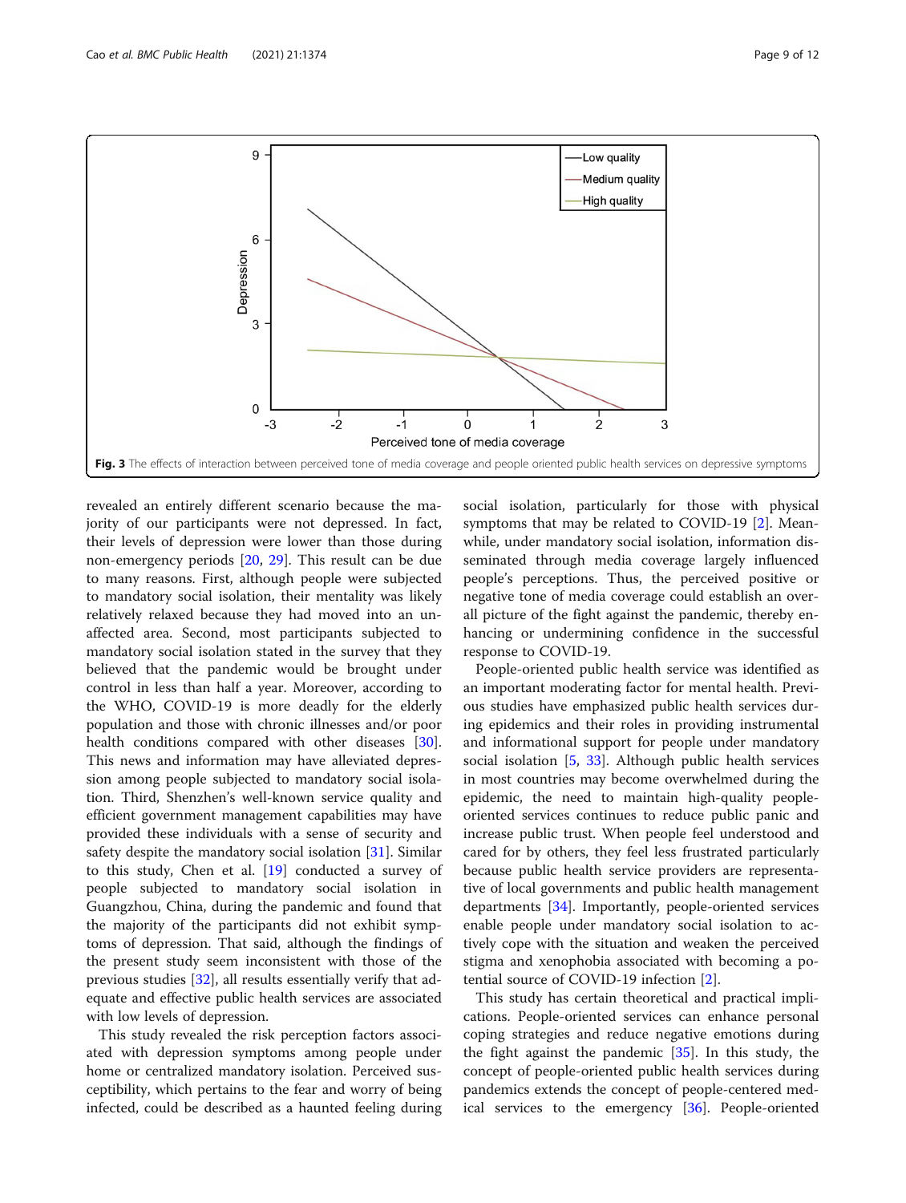Fig. 3 The effects of interaction between perceived tone of media coverage and people oriented public health services on depressive symptoms

revealed an entirely different scenario because the majority of our participants were not depressed. In fact, their levels of depression were lower than those during non-emergency periods [20, 29]. This result can be due to many reasons. First, although people were subjected to mandatory social isolation, their mentality was likely relatively relaxed because they had moved into an unaffected area. Second, most participants subjected to mandatory social isolation stated in the survey that they believed that the pandemic would be brought under control in less than half a year. Moreover, according to the WHO, COVID-19 is more deadly for the elderly population and those with chronic illnesses and/or poor health conditions compared with other diseases [30]. This news and information may have alleviated depression among people subjected to mandatory social isolation. Third, Shenzhen's well-known service quality and efficient government management capabilities may have provided these individuals with a sense of security and safety despite the mandatory social isolation [31]. Similar to this study, Chen et al. [19] conducted a survey of people subjected to mandatory social isolation in Guangzhou, China, during the pandemic and found that the majority of the participants did not exhibit symptoms of depression. That said, although the findings of the present study seem inconsistent with those of the previous studies [32], all results essentially verify that adequate and effective public health services are associated with low levels of depression.

This study revealed the risk perception factors associated with depression symptoms among people under home or centralized mandatory isolation. Perceived susceptibility, which pertains to the fear and worry of being infected, could be described as a haunted feeling during social isolation, particularly for those with physical symptoms that may be related to COVID-19 [2]. Meanwhile, under mandatory social isolation, information disseminated through media coverage largely influenced people's perceptions. Thus, the perceived positive or negative tone of media coverage could establish an overall picture of the fight against the pandemic, thereby enhancing or undermining confidence in the successful response to COVID-19.

People-oriented public health service was identified as an important moderating factor for mental health. Previous studies have emphasized public health services during epidemics and their roles in providing instrumental and informational support for people under mandatory social isolation [5, 33]. Although public health services in most countries may become overwhelmed during the epidemic, the need to maintain high-quality people-oriented services continues to reduce public panic and increase public trust. When people feel understood and cared for by others, they feel less frustrated particularly because public health service providers are representative of local governments and public health management departments [34]. Importantly, people-oriented services enable people under mandatory social isolation to actively cope with the situation and weaken the perceived stigma and xenophobia associated with becoming a potential source of COVID-19 infection [2].

This study has certain theoretical and practical implications. People-oriented services can enhance personal coping strategies and reduce negative emotions during the fight against the pandemic [35]. In this study, the concept of people-oriented public health services during pandemics extends the concept of people-centered medical services to the emergency [36]. People-oriented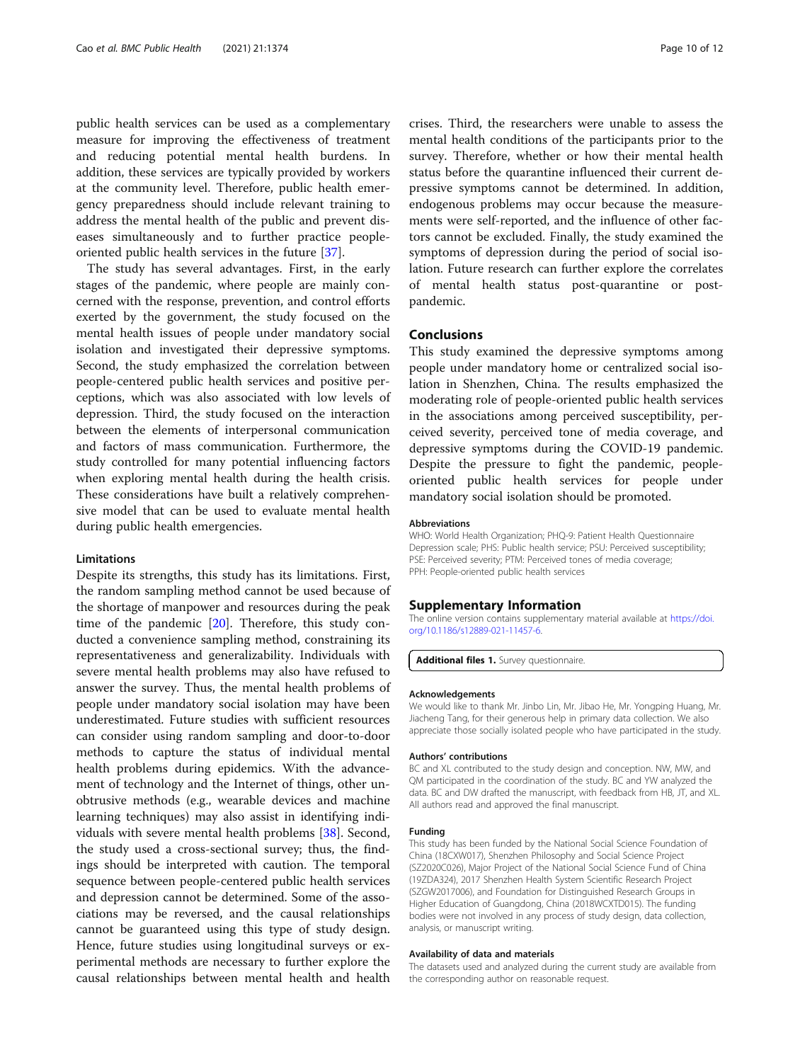public health services can be used as a complementary measure for improving the effectiveness of treatment and reducing potential mental health burdens. In addition, these services are typically provided by workers at the community level. Therefore, public health emergency preparedness should include relevant training to address the mental health of the public and prevent diseases simultaneously and to further practice people-oriented public health services in the future [37].

The study has several advantages. First, in the early stages of the pandemic, where people are mainly concerned with the response, prevention, and control efforts exerted by the government, the study focused on the mental health issues of people under mandatory social isolation and investigated their depressive symptoms. Second, the study emphasized the correlation between people-centered public health services and positive perceptions, which was also associated with low levels of depression. Third, the study focused on the interaction between the elements of interpersonal communication and factors of mass communication. Furthermore, the study controlled for many potential influencing factors when exploring mental health during the health crisis. These considerations have built a relatively comprehensive model that can be used to evaluate mental health during public health emergencies.

### Limitations

Despite its strengths, this study has its limitations. First, the random sampling method cannot be used because of the shortage of manpower and resources during the peak time of the pandemic [20]. Therefore, this study conducted a convenience sampling method, constraining its representativeness and generalizability. Individuals with severe mental health problems may also have refused to answer the survey. Thus, the mental health problems of people under mandatory social isolation may have been underestimated. Future studies with sufficient resources can consider using random sampling and door-to-door methods to capture the status of individual mental health problems during epidemics. With the advancement of technology and the Internet of things, other unobtrusive methods (e.g., wearable devices and machine learning techniques) may also assist in identifying individuals with severe mental health problems [38]. Second, the study used a cross-sectional survey; thus, the findings should be interpreted with caution. The temporal sequence between people-centered public health services and depression cannot be determined. Some of the associations may be reversed, and the causal relationships cannot be guaranteed using this type of study design. Hence, future studies using longitudinal surveys or experimental methods are necessary to further explore the causal relationships between mental health and health crises. Third, the researchers were unable to assess the mental health conditions of the participants prior to the survey. Therefore, whether or how their mental health status before the quarantine influenced their current depressive symptoms cannot be determined. In addition, endogenous problems may occur because the measurements were self-reported, and the influence of other factors cannot be excluded. Finally, the study examined the symptoms of depression during the period of social isolation. Future research can further explore the correlates of mental health status post-quarantine or post-pandemic.

## Conclusions

This study examined the depressive symptoms among people under mandatory home or centralized social isolation in Shenzhen, China. The results emphasized the moderating role of people-oriented public health services in the associations among perceived susceptibility, perceived severity, perceived tone of media coverage, and depressive symptoms during the COVID-19 pandemic. Despite the pressure to fight the pandemic, people-oriented public health services for people under mandatory social isolation should be promoted.

#### Abbreviations

WHO: World Health Organization; PHQ-9: Patient Health Questionnaire Depression scale; PHS: Public health service; PSU: Perceived susceptibility; PSE: Perceived severity; PTM: Perceived tones of media coverage; PPH: People-oriented public health services

## Supplementary Information

The online version contains supplementary material available at https://doi.org/10.1186/s12889-021-11457-6.

**Additional files 1.** Survey questionnaire.

#### Acknowledgements

We would like to thank Mr. Jinbo Lin, Mr. Jibao He, Mr. Yongping Huang, Mr. Jiacheng Tang, for their generous help in primary data collection. We also appreciate those socially isolated people who have participated in the study.

#### Authors' contributions

BC and XL contributed to the study design and conception. NW, MW, and QM participated in the coordination of the study. BC and YW analyzed the data. BC and DW drafted the manuscript, with feedback from HB, JT, and XL. All authors read and approved the final manuscript.

#### Funding

This study has been funded by the National Social Science Foundation of China (18CXW017), Shenzhen Philosophy and Social Science Project (SZ2020C026), Major Project of the National Social Science Fund of China (19ZDA324), 2017 Shenzhen Health System Scientific Research Project (SZGW2017006), and Foundation for Distinguished Research Groups in Higher Education of Guangdong, China (2018WCXTD015). The funding bodies were not involved in any process of study design, data collection, analysis, or manuscript writing.

#### Availability of data and materials

The datasets used and analyzed during the current study are available from the corresponding author on reasonable request.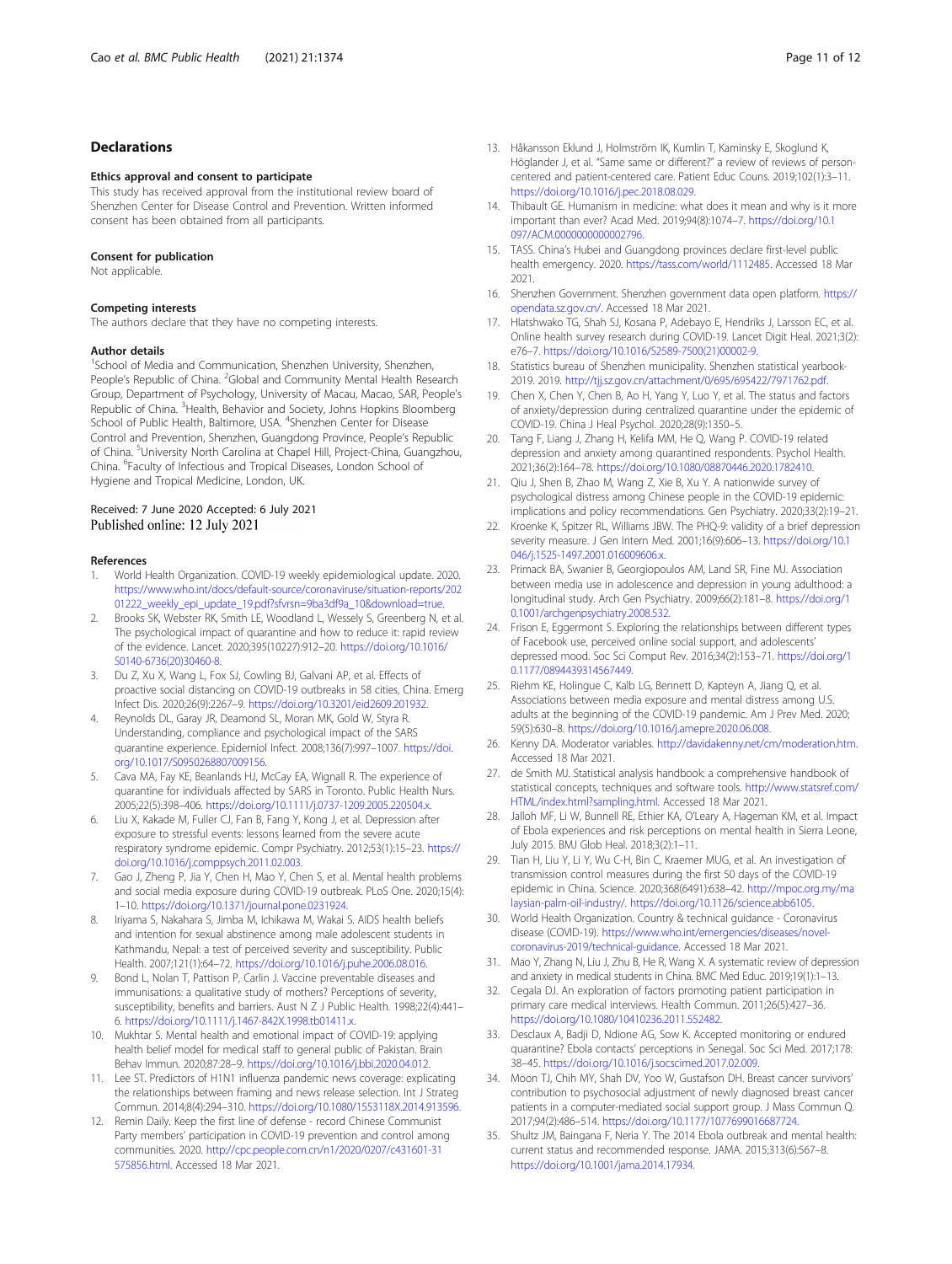## Declarations

### Ethics approval and consent to participate

This study has received approval from the institutional review board of Shenzhen Center for Disease Control and Prevention. Written informed consent has been obtained from all participants.

### Consent for publication

Not applicable.

### Competing interests

The authors declare that they have no competing interests.

### Author details

[1]School of Media and Communication, Shenzhen University, Shenzhen, People's Republic of China. [2]Global and Community Mental Health Research Group, Department of Psychology, University of Macau, Macao, SAR, People's Republic of China. [3]Health, Behavior and Society, Johns Hopkins Bloomberg School of Public Health, Baltimore, USA. [4]Shenzhen Center for Disease Control and Prevention, Shenzhen, Guangdong Province, People's Republic of China. [5]University North Carolina at Chapel Hill, Project-China, Guangzhou, China. [6]Faculty of Infectious and Tropical Diseases, London School of Hygiene and Tropical Medicine, London, UK.

Received: 7 June 2020 Accepted: 6 July 2021
Published online: 12 July 2021

### References

1. World Health Organization. COVID-19 weekly epidemiological update. 2020. https://www.who.int/docs/default-source/coronaviruse/situation-reports/20201222_weekly_epi_update_19.pdf?sfvrsn=9ba3df9a_10&download=true.
2. Brooks SK, Webster RK, Smith LE, Woodland L, Wessely S, Greenberg N, et al. The psychological impact of quarantine and how to reduce it: rapid review of the evidence. Lancet. 2020;395(10227):912–20. https://doi.org/10.1016/S0140-6736(20)30460-8.
3. Du Z, Xu X, Wang L, Fox SJ, Cowling BJ, Galvani AP, et al. Effects of proactive social distancing on COVID-19 outbreaks in 58 cities, China. Emerg Infect Dis. 2020;26(9):2267–9. https://doi.org/10.3201/eid2609.201932.
4. Reynolds DL, Garay JR, Deamond SL, Moran MK, Gold W, Styra R. Understanding, compliance and psychological impact of the SARS quarantine experience. Epidemiol Infect. 2008;136(7):997–1007. https://doi.org/10.1017/S0950268807009156.
5. Cava MA, Fay KE, Beanlands HJ, McCay EA, Wignall R. The experience of quarantine for individuals affected by SARS in Toronto. Public Health Nurs. 2005;22(5):398–406. https://doi.org/10.1111/j.0737-1209.2005.220504.x.
6. Liu X, Kakade M, Fuller CJ, Fan B, Fang Y, Kong J, et al. Depression after exposure to stressful events: lessons learned from the severe acute respiratory syndrome epidemic. Compr Psychiatry. 2012;53(1):15–23. https://doi.org/10.1016/j.comppsych.2011.02.003.
7. Gao J, Zheng P, Jia Y, Chen H, Mao Y, Chen S, et al. Mental health problems and social media exposure during COVID-19 outbreak. PLoS One. 2020;15(4):1–10. https://doi.org/10.1371/journal.pone.0231924.
8. Iriyama S, Nakahara S, Jimba M, Ichikawa M, Wakai S. AIDS health beliefs and intention for sexual abstinence among male adolescent students in Kathmandu, Nepal: a test of perceived severity and susceptibility. Public Health. 2007;121(1):64–72. https://doi.org/10.1016/j.puhe.2006.08.016.
9. Bond L, Nolan T, Pattison P, Carlin J. Vaccine preventable diseases and immunisations: a qualitative study of mothers? Perceptions of severity, susceptibility, benefits and barriers. Aust N Z J Public Health. 1998;22(4):441–6. https://doi.org/10.1111/j.1467-842X.1998.tb01411.x.
10. Mukhtar S. Mental health and emotional impact of COVID-19: applying health belief model for medical staff to general public of Pakistan. Brain Behav Immun. 2020;87:28–9. https://doi.org/10.1016/j.bbi.2020.04.012.
11. Lee ST. Predictors of H1N1 influenza pandemic news coverage: explicating the relationships between framing and news release selection. Int J Strateg Commun. 2014;8(4):294–310. https://doi.org/10.1080/1553118X.2014.913596.
12. Remin Daily. Keep the first line of defense - record Chinese Communist Party members' participation in COVID-19 prevention and control among communities. 2020. http://cpc.people.com.cn/n1/2020/0207/c431601-31575856.html. Accessed 18 Mar 2021.
13. Håkansson Eklund J, Holmström IK, Kumlin T, Kaminsky E, Skoglund K, Höglander J, et al. "Same same or different?" a review of reviews of person-centered and patient-centered care. Patient Educ Couns. 2019;102(1):3–11. https://doi.org/10.1016/j.pec.2018.08.029.
14. Thibault GE. Humanism in medicine: what does it mean and why is it more important than ever? Acad Med. 2019;94(8):1074–7. https://doi.org/10.1097/ACM.0000000000002796.
15. TASS. China's Hubei and Guangdong provinces declare first-level public health emergency. 2020. https://tass.com/world/1112485. Accessed 18 Mar 2021.
16. Shenzhen Government. Shenzhen government data open platform. https://opendata.sz.gov.cn/. Accessed 18 Mar 2021.
17. Hlatshwako TG, Shah SJ, Kosana P, Adebayo E, Hendriks J, Larsson EC, et al. Online health survey research during COVID-19. Lancet Digit Heal. 2021;3(2):e76–7. https://doi.org/10.1016/S2589-7500(21)00002-9.
18. Statistics bureau of Shenzhen municipality. Shenzhen statistical yearbook-2019. 2019. http://tjj.sz.gov.cn/attachment/0/695/695422/7971762.pdf.
19. Chen X, Chen Y, Chen B, Ao H, Yang Y, Luo Y, et al. The status and factors of anxiety/depression during centralized quarantine under the epidemic of COVID-19. China J Heal Psychol. 2020;28(9):1350–5.
20. Tang F, Liang J, Zhang H, Kelifa MM, He Q, Wang P. COVID-19 related depression and anxiety among quarantined respondents. Psychol Health. 2021;36(2):164–78. https://doi.org/10.1080/08870446.2020.1782410.
21. Qiu J, Shen B, Zhao M, Wang Z, Xie B, Xu Y. A nationwide survey of psychological distress among Chinese people in the COVID-19 epidemic: implications and policy recommendations. Gen Psychiatry. 2020;33(2):19–21.
22. Kroenke K, Spitzer RL, Williams JBW. The PHQ-9: validity of a brief depression severity measure. J Gen Intern Med. 2001;16(9):606–13. https://doi.org/10.1046/j.1525-1497.2001.016009606.x.
23. Primack BA, Swanier B, Georgiopoulos AM, Land SR, Fine MJ. Association between media use in adolescence and depression in young adulthood: a longitudinal study. Arch Gen Psychiatry. 2009;66(2):181–8. https://doi.org/10.1001/archgenpsychiatry.2008.532.
24. Frison E, Eggermont S. Exploring the relationships between different types of Facebook use, perceived online social support, and adolescents' depressed mood. Soc Sci Comput Rev. 2016;34(2):153–71. https://doi.org/10.1177/0894439314567449.
25. Riehm KE, Holingue C, Kalb LG, Bennett D, Kapteyn A, Jiang Q, et al. Associations between media exposure and mental distress among U.S. adults at the beginning of the COVID-19 pandemic. Am J Prev Med. 2020;59(5):630–8. https://doi.org/10.1016/j.amepre.2020.06.008.
26. Kenny DA. Moderator variables. http://davidakenny.net/cm/moderation.htm. Accessed 18 Mar 2021.
27. de Smith MJ. Statistical analysis handbook: a comprehensive handbook of statistical concepts, techniques and software tools. http://www.statsref.com/HTML/index.html?sampling.html. Accessed 18 Mar 2021.
28. Jalloh MF, Li W, Bunnell RE, Ethier KA, O'Leary A, Hageman KM, et al. Impact of Ebola experiences and risk perceptions on mental health in Sierra Leone, July 2015. BMJ Glob Heal. 2018;3(2):1–11.
29. Tian H, Liu Y, Li Y, Wu C-H, Bin C, Kraemer MUG, et al. An investigation of transmission control measures during the first 50 days of the COVID-19 epidemic in China. Science. 2020;368(6491):638–42. http://mpoc.org.my/malaysian-palm-oil-industry/. https://doi.org/10.1126/science.abb6105.
30. World Health Organization. Country & technical guidance - Coronavirus disease (COVID-19). https://www.who.int/emergencies/diseases/novel-coronavirus-2019/technical-guidance. Accessed 18 Mar 2021.
31. Mao Y, Zhang N, Liu J, Zhu B, He R, Wang X. A systematic review of depression and anxiety in medical students in China. BMC Med Educ. 2019;19(1):1–13.
32. Cegala DJ. An exploration of factors promoting patient participation in primary care medical interviews. Health Commun. 2011;26(5):427–36. https://doi.org/10.1080/10410236.2011.552482.
33. Desclaux A, Badji D, Ndione AG, Sow K. Accepted monitoring or endured quarantine? Ebola contacts' perceptions in Senegal. Soc Sci Med. 2017;178:38–45. https://doi.org/10.1016/j.socscimed.2017.02.009.
34. Moon TJ, Chih MY, Shah DV, Yoo W, Gustafson DH. Breast cancer survivors' contribution to psychosocial adjustment of newly diagnosed breast cancer patients in a computer-mediated social support group. J Mass Commun Q. 2017;94(2):486–514. https://doi.org/10.1177/1077699016687724.
35. Shultz JM, Baingana F, Neria Y. The 2014 Ebola outbreak and mental health: current status and recommended response. JAMA. 2015;313(6):567–8. https://doi.org/10.1001/jama.2014.17934.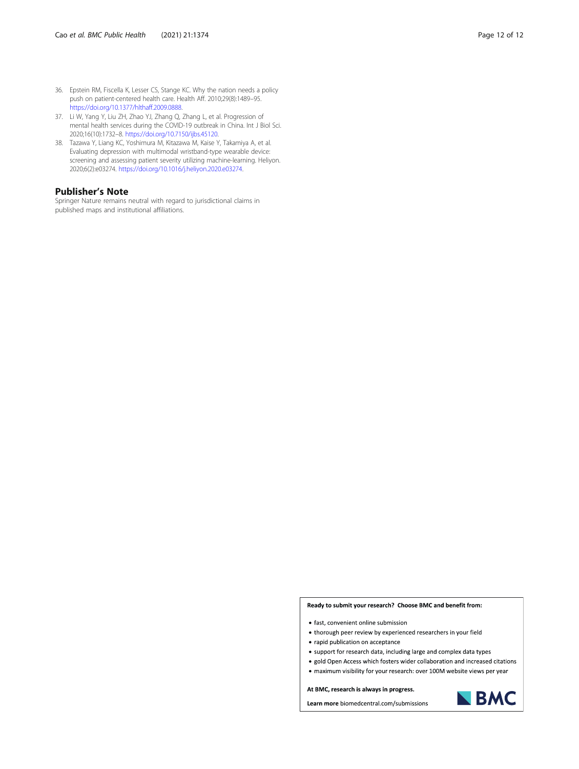36. Epstein RM, Fiscella K, Lesser CS, Stange KC. Why the nation needs a policy push on patient-centered health care. Health Aff. 2010;29(8):1489–95. https://doi.org/10.1377/hlthaff.2009.0888.
37. Li W, Yang Y, Liu ZH, Zhao YJ, Zhang Q, Zhang L, et al. Progression of mental health services during the COVID-19 outbreak in China. Int J Biol Sci. 2020;16(10):1732–8. https://doi.org/10.7150/ijbs.45120.
38. Tazawa Y, Liang KC, Yoshimura M, Kitazawa M, Kaise Y, Takamiya A, et al. Evaluating depression with multimodal wristband-type wearable device: screening and assessing patient severity utilizing machine-learning. Heliyon. 2020;6(2):e03274. https://doi.org/10.1016/j.heliyon.2020.e03274.

## Publisher's Note

Springer Nature remains neutral with regard to jurisdictional claims in published maps and institutional affiliations.

**Ready to submit your research? Choose BMC and benefit from:**

- fast, convenient online submission
- thorough peer review by experienced researchers in your field
- rapid publication on acceptance
- support for research data, including large and complex data types
- gold Open Access which fosters wider collaboration and increased citations
- maximum visibility for your research: over 100M website views per year

**At BMC, research is always in progress.**

**Learn more** biomedcentral.com/submissions

BMC